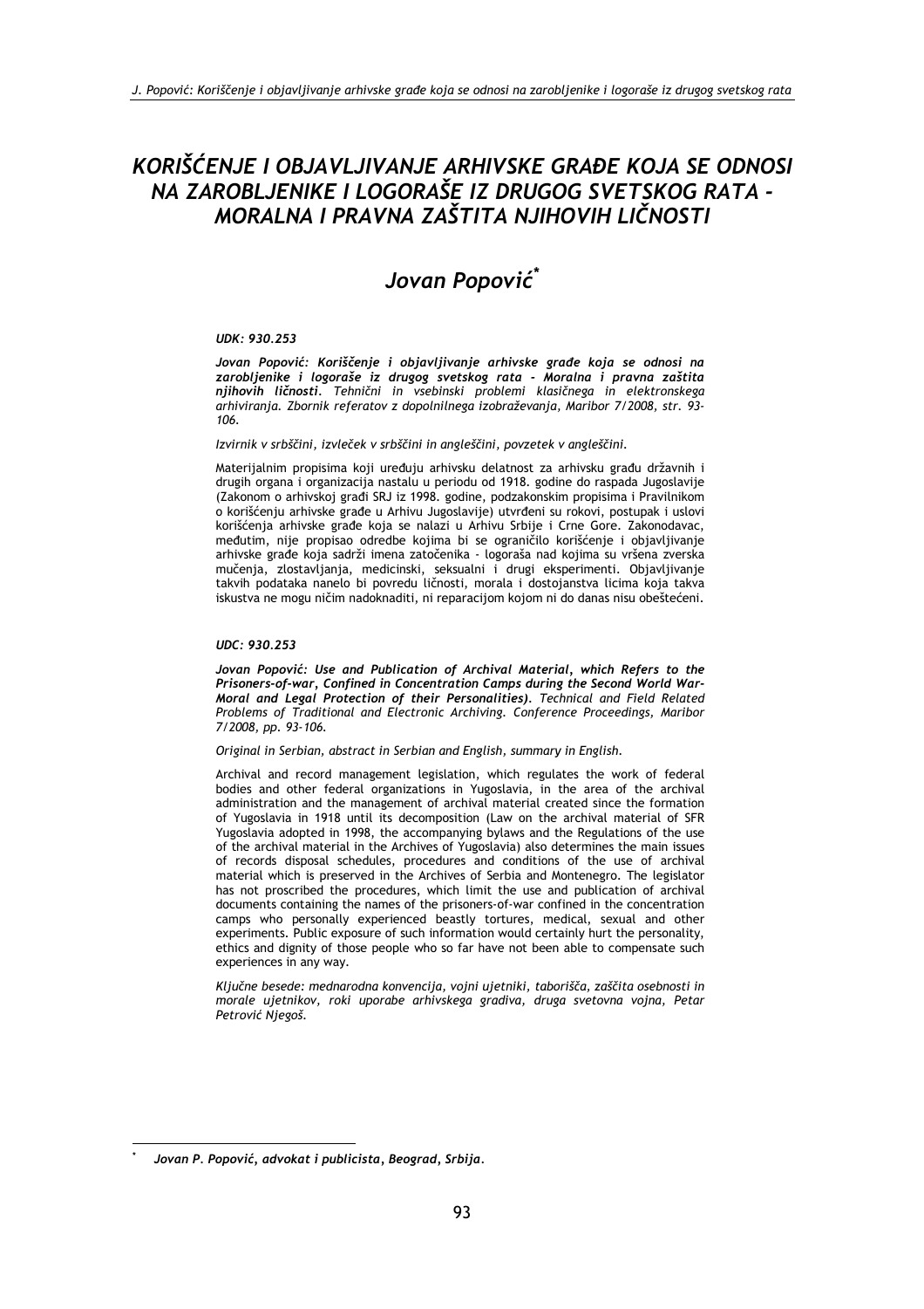# KORIŠĆENJE I OBJAVLJIVANJE ARHIVSKE GRAĐE KOJA SE ODNOSI NA ZAROBLJENIKE I LOGORAŠE IZ DRUGOG SVETSKOG RATA - MORALNA I PRAVNA ZAŠTITA NJIHOVIH LIČNOSTI

## *Jovan Popović*[*]

***UDK: 930.253***

***Jovan Popović: Koriščenje i objavljivanje arhivske građe koja se odnosi na zarobljenike i logoraše iz drugog svetskog rata - Moralna i pravna zaštita njihovih ličnosti.*** *Tehnični in vsebinski problemi klasičnega in elektronskega arhiviranja. Zbornik referatov z dopolnilnega izobraževanja, Maribor 7/2008, str. 93-106.*

*Izvirnik v srbščini, izvleček v srbščini in angleščini, povzetek v angleščini.*

Materijalnim propisima koji uređuju arhivsku delatnost za arhivsku građu državnih i drugih organa i organizacija nastalu u periodu od 1918. godine do raspada Jugoslavije (Zakonom o arhivskoj građi SRJ iz 1998. godine, podzakonskim propisima i Pravilnikom o korišćenju arhivske građe u Arhivu Jugoslavije) utvrđeni su rokovi, postupak i uslovi korišćenja arhivske građe koja se nalazi u Arhivu Srbije i Crne Gore. Zakonodavac, međutim, nije propisao odredbe kojima bi se ograničilo korišćenje i objavljivanje arhivske građe koja sadrži imena zatočenika - logoraša nad kojima su vršena zverska mučenja, zlostavljanja, medicinski, seksualni i drugi eksperimenti. Objavljivanje takvih podataka nanelo bi povredu ličnosti, morala i dostojanstva licima koja takva iskustva ne mogu ničim nadoknaditi, ni reparacijom kojom ni do danas nisu obeštećeni.

***UDC: 930.253***

***Jovan Popović: Use and Publication of Archival Material, which Refers to the Prisoners-of-war, Confined in Concentration Camps during the Second World War- Moral and Legal Protection of their Personalities).*** *Technical and Field Related Problems of Traditional and Electronic Archiving. Conference Proceedings, Maribor 7/2008, pp. 93-106.*

*Original in Serbian, abstract in Serbian and English, summary in English.*

Archival and record management legislation, which regulates the work of federal bodies and other federal organizations in Yugoslavia, in the area of the archival administration and the management of archival material created since the formation of Yugoslavia in 1918 until its decomposition (Law on the archival material of SFR Yugoslavia adopted in 1998, the accompanying bylaws and the Regulations of the use of the archival material in the Archives of Yugoslavia) also determines the main issues of records disposal schedules, procedures and conditions of the use of archival material which is preserved in the Archives of Serbia and Montenegro. The legislator has not proscribed the procedures, which limit the use and publication of archival documents containing the names of the prisoners-of-war confined in the concentration camps who personally experienced beastly tortures, medical, sexual and other experiments. Public exposure of such information would certainly hurt the personality, ethics and dignity of those people who so far have not been able to compensate such experiences in any way.

*Ključne besede: mednarodna konvencija, vojni ujetniki, taborišča, zaščita osebnosti in morale ujetnikov, roki uporabe arhivskega gradiva, druga svetovna vojna, Petar Petrović Njegoš.*

---

[*] ***Jovan P. Popović, advokat i publicista, Beograd, Srbija.***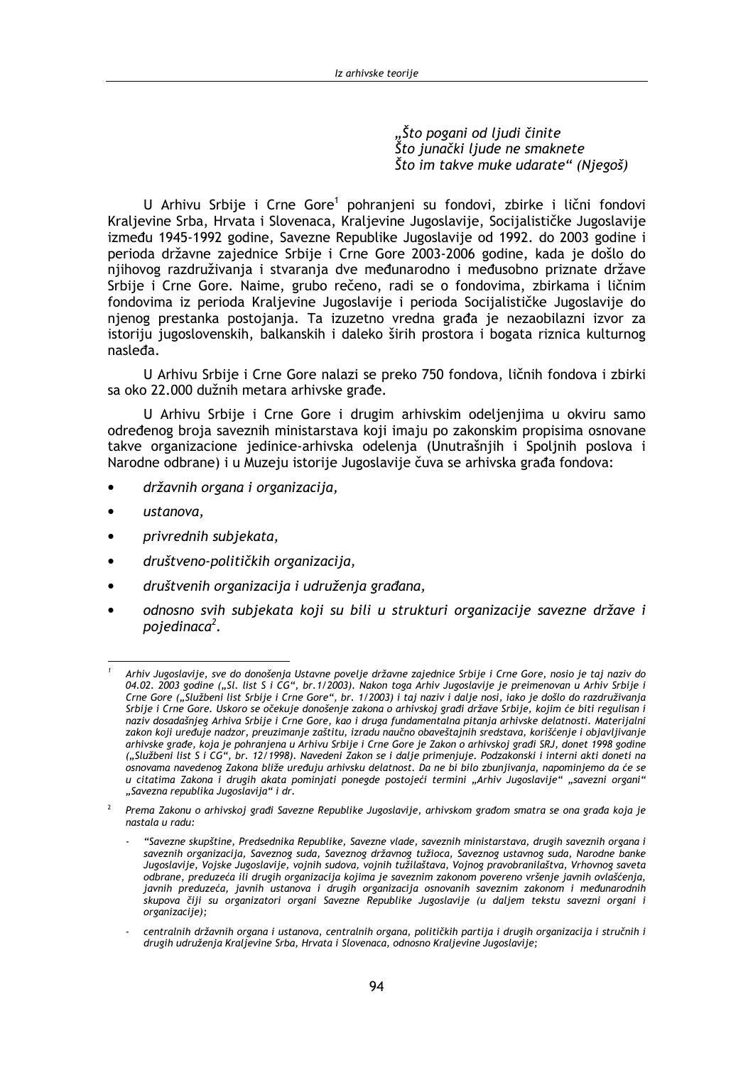*„Što pogani od ljudi činite*
*Što junački ljude ne smaknete*
*Što im takve muke udarate“ (Njegoš)*

U Arhivu Srbije i Crne Gore[1] pohranjeni su fondovi, zbirke i lični fondovi Kraljevine Srba, Hrvata i Slovenaca, Kraljevine Jugoslavije, Socijalističke Jugoslavije između 1945-1992 godine, Savezne Republike Jugoslavije od 1992. do 2003 godine i perioda državne zajednice Srbije i Crne Gore 2003-2006 godine, kada je došlo do njihovog razdruživanja i stvaranja dve međunarodno i međusobno priznate države Srbije i Crne Gore. Naime, grubo rečeno, radi se o fondovima, zbirkama i ličnim fondovima iz perioda Kraljevine Jugoslavije i perioda Socijalističke Jugoslavije do njenog prestanka postojanja. Ta izuzetno vredna građa je nezaobilazni izvor za istoriju jugoslovenskih, balkanskih i daleko širih prostora i bogata riznica kulturnog nasleđa.

U Arhivu Srbije i Crne Gore nalazi se preko 750 fondova, ličnih fondova i zbirki sa oko 22.000 dužnih metara arhivske građe.

U Arhivu Srbije i Crne Gore i drugim arhivskim odeljenjima u okviru samo određenog broja saveznih ministarstava koji imaju po zakonskim propisima osnovane takve organizacione jedinice-arhivska odelenja (Unutrašnjih i Spoljnih poslova i Narodne odbrane) i u Muzeju istorije Jugoslavije čuva se arhivska građa fondova:

- *državnih organa i organizacija,*
- *ustanova,*
- *privrednih subjekata,*
- *društveno-političkih organizacija,*
- *društvenih organizacija i udruženja građana,*
- *odnosno svih subjekata koji su bili u strukturi organizacije savezne države i pojedinaca*[2].

---

[1] *Arhiv Jugoslavije, sve do donošenja Ustavne povelje državne zajednice Srbije i Crne Gore, nosio je taj naziv do 04.02. 2003 godine („Sl. list S i CG“, br.1/2003). Nakon toga Arhiv Jugoslavije je preimenovan u Arhiv Srbije i Crne Gore („Službeni list Srbije i Crne Gore“, br. 1/2003) i taj naziv i dalje nosi, iako je došlo do razdruživanja Srbije i Crne Gore. Uskoro se očekuje donošenje zakona o arhivskoj građi države Srbije, kojim će biti regulisan i naziv dosadašnjeg Arhiva Srbije i Crne Gore, kao i druga fundamentalna pitanja arhivske delatnosti. Materijalni zakon koji uređuje nadzor, preuzimanje zaštitu, izradu naučno obaveštajnih sredstava, korišćenje i objavljivanje arhivske građe, koja je pohranjena u Arhivu Srbije i Crne Gore je Zakon o arhivskoj građi SRJ, donet 1998 godine („Službeni list S i CG“, br. 12/1998). Navedeni Zakon se i dalje primenjuje. Podzakonski i interni akti doneti na osnovama navedenog Zakona bliže uređuju arhivsku delatnost. Da ne bi bilo zbunjivanja, napominjemo da će se u citatima Zakona i drugih akata pominjati ponegde postojeći termini „Arhiv Jugoslavije“ „savezni organi“ „Savezna republika Jugoslavija“ i dr.*

[2] *Prema Zakonu o arhivskoj građi Savezne Republike Jugoslavije, arhivskom građom smatra se ona građa koja je nastala u radu:*

- *“Savezne skupštine, Predsednika Republike, Savezne vlade, saveznih ministarstava, drugih saveznih organa i saveznih organizacija, Saveznog suda, Saveznog državnog tužioca, Saveznog ustavnog suda, Narodne banke Jugoslavije, Vojske Jugoslavije, vojnih sudova, vojnih tužilaštava, Vojnog pravobranilaštva, Vrhovnog saveta odbrane, preduzeća ili drugih organizacija kojima je saveznim zakonom povereno vršenje javnih ovlašćenja, javnih preduzeća, javnih ustanova i drugih organizacija osnovanih saveznim zakonom i međunarodnih skupova čiji su organizatori organi Savezne Republike Jugoslavije (u daljem tekstu savezni organi i organizacije);*
- *centralnih državnih organa i ustanova, centralnih organa, političkih partija i drugih organizacija i stručnih i drugih udruženja Kraljevine Srba, Hrvata i Slovenaca, odnosno Kraljevine Jugoslavije;*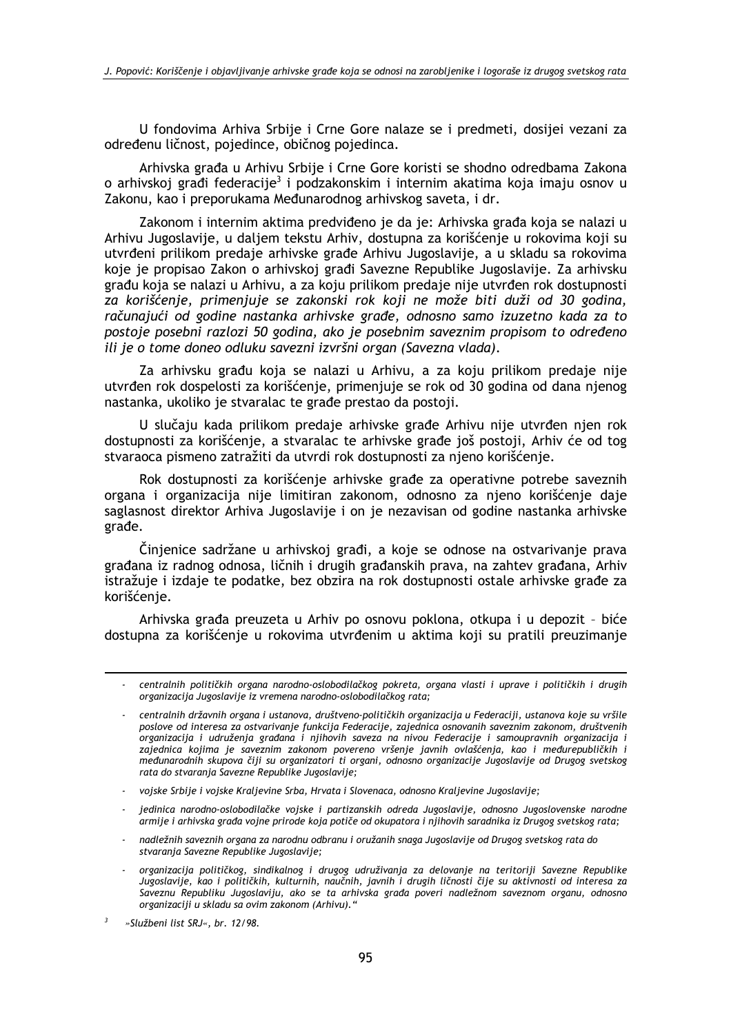U fondovima Arhiva Srbije i Crne Gore nalaze se i predmeti, dosijei vezani za određenu ličnost, pojedince, običnog pojedinca.

Arhivska građa u Arhivu Srbije i Crne Gore koristi se shodno odredbama Zakona o arhivskoj građi federacije[3] i podzakonskim i internim akatima koja imaju osnov u Zakonu, kao i preporukama Međunarodnog arhivskog saveta, i dr.

Zakonom i internim aktima predviđeno je da je: Arhivska građa koja se nalazi u Arhivu Jugoslavije, u daljem tekstu Arhiv, dostupna za korišćenje u rokovima koji su utvrđeni prilikom predaje arhivske građe Arhivu Jugoslavije, a u skladu sa rokovima koje je propisao Zakon o arhivskoj građi Savezne Republike Jugoslavije. Za arhivsku građu koja se nalazi u Arhivu, a za koju prilikom predaje nije utvrđen rok dostupnosti *za korišćenje, primenjuje se zakonski rok koji ne može biti duži od 30 godina, računajući od godine nastanka arhivske građe, odnosno samo izuzetno kada za to postoje posebni razlozi 50 godina, ako je posebnim saveznim propisom to određeno ili je o tome doneo odluku savezni izvršni organ (Savezna vlada).*

Za arhivsku građu koja se nalazi u Arhivu, a za koju prilikom predaje nije utvrđen rok dospelosti za korišćenje, primenjuje se rok od 30 godina od dana njenog nastanka, ukoliko je stvaralac te građe prestao da postoji.

U slučaju kada prilikom predaje arhivske građe Arhivu nije utvrđen njen rok dostupnosti za korišćenje, a stvaralac te arhivske građe još postoji, Arhiv će od tog stvaraoca pismeno zatražiti da utvrdi rok dostupnosti za njeno korišćenje.

Rok dostupnosti za korišćenje arhivske građe za operativne potrebe saveznih organa i organizacija nije limitiran zakonom, odnosno za njeno korišćenje daje saglasnost direktor Arhiva Jugoslavije i on je nezavisan od godine nastanka arhivske građe.

Činjenice sadržane u arhivskoj građi, a koje se odnose na ostvarivanje prava građana iz radnog odnosa, ličnih i drugih građanskih prava, na zahtev građana, Arhiv istražuje i izdaje te podatke, bez obzira na rok dostupnosti ostale arhivske građe za korišćenje.

Arhivska građa preuzeta u Arhiv po osnovu poklona, otkupa i u depozit – biće dostupna za korišćenje u rokovima utvrđenim u aktima koji su pratili preuzimanje

---

- *centralnih političkih organa narodno-oslobodilačkog pokreta, organa vlasti i uprave i političkih i drugih organizacija Jugoslavije iz vremena narodno-oslobodilačkog rata;*
- *centralnih državnih organa i ustanova, društveno-političkih organizacija u Federaciji, ustanova koje su vršile poslove od interesa za ostvarivanje funkcija Federacije, zajednica osnovanih saveznim zakonom, društvenih organizacija i udruženja građana i njihovih saveza na nivou Federacije i samoupravnih organizacija i zajednica kojima je saveznim zakonom povereno vršenje javnih ovlašćenja, kao i međurepubličkih i međunarodnih skupova čiji su organizatori ti organi, odnosno organizacije Jugoslavije od Drugog svetskog rata do stvaranja Savezne Republike Jugoslavije;*
- *vojske Srbije i vojske Kraljevine Srba, Hrvata i Slovenaca, odnosno Kraljevine Jugoslavije;*
- *jedinica narodno-oslobodilačke vojske i partizanskih odreda Jugoslavije, odnosno Jugoslovenske narodne armije i arhivska građa vojne prirode koja potiče od okupatora i njihovih saradnika iz Drugog svetskog rata;*
- *nadležnih saveznih organa za narodnu odbranu i oružanih snaga Jugoslavije od Drugog svetskog rata do stvaranja Savezne Republike Jugoslavije;*
- *organizacija političkog, sindikalnog i drugog udruživanja za delovanje na teritoriji Savezne Republike Jugoslavije, kao i političkih, kulturnih, naučnih, javnih i drugih ličnosti čije su aktivnosti od interesa za Saveznu Republiku Jugoslaviju, ako se ta arhivska građa poveri nadležnom saveznom organu, odnosno organizaciji u skladu sa ovim zakonom (Arhivu).“*

[3] *»Službeni list SRJ«, br. 12/98.*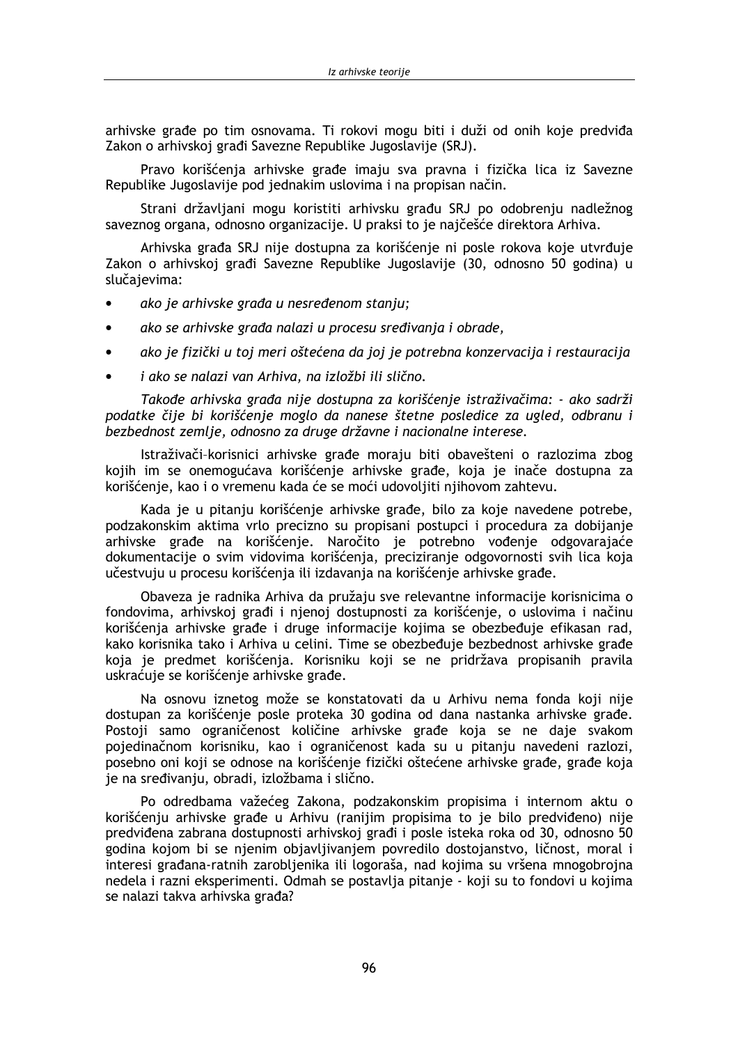arhivske građe po tim osnovama. Ti rokovi mogu biti i duži od onih koje predviđa Zakon o arhivskoj građi Savezne Republike Jugoslavije (SRJ).

Pravo korišćenja arhivske građe imaju sva pravna i fizička lica iz Savezne Republike Jugoslavije pod jednakim uslovima i na propisan način.

Strani državljani mogu koristiti arhivsku građu SRJ po odobrenju nadležnog saveznog organa, odnosno organizacije. U praksi to je najčešće direktora Arhiva.

Arhivska građa SRJ nije dostupna za korišćenje ni posle rokova koje utvrđuje Zakon o arhivskoj građi Savezne Republike Jugoslavije (30, odnosno 50 godina) u slučajevima:

- *ako je arhivske građa u nesređenom stanju;*
- *ako se arhivske građa nalazi u procesu sređivanja i obrade,*
- *ako je fizički u toj meri oštećena da joj je potrebna konzervacija i restauracija*
- *i ako se nalazi van Arhiva, na izložbi ili slično.*

*Takođe arhivska građa nije dostupna za korišćenje istraživačima: - ako sadrži podatke čije bi korišćenje moglo da nanese štetne posledice za ugled, odbranu i bezbednost zemlje, odnosno za druge državne i nacionalne interese.*

Istraživači–korisnici arhivske građe moraju biti obavešteni o razlozima zbog kojih im se onemogućava korišćenje arhivske građe, koja je inače dostupna za korišćenje, kao i o vremenu kada će se moći udovoljiti njihovom zahtevu.

Kada je u pitanju korišćenje arhivske građe, bilo za koje navedene potrebe, podzakonskim aktima vrlo precizno su propisani postupci i procedura za dobijanje arhivske građe na korišćenje. Naročito je potrebno vođenje odgovarajaće dokumentacije o svim vidovima korišćenja, preciziranje odgovornosti svih lica koja učestvuju u procesu korišćenja ili izdavanja na korišćenje arhivske građe.

Obaveza je radnika Arhiva da pružaju sve relevantne informacije korisnicima o fondovima, arhivskoj građi i njenoj dostupnosti za korišćenje, o uslovima i načinu korišćenja arhivske građe i druge informacije kojima se obezbeđuje efikasan rad, kako korisnika tako i Arhiva u celini. Time se obezbeđuje bezbednost arhivske građe koja je predmet korišćenja. Korisniku koji se ne pridržava propisanih pravila uskraćuje se korišćenje arhivske građe.

Na osnovu iznetog može se konstatovati da u Arhivu nema fonda koji nije dostupan za korišćenje posle proteka 30 godina od dana nastanka arhivske građe. Postoji samo ograničenost količine arhivske građe koja se ne daje svakom pojedinačnom korisniku, kao i ograničenost kada su u pitanju navedeni razlozi, posebno oni koji se odnose na korišćenje fizički oštećene arhivske građe, građe koja je na sređivanju, obradi, izložbama i slično.

Po odredbama važećeg Zakona, podzakonskim propisima i internom aktu o korišćenju arhivske građe u Arhivu (ranijim propisima to je bilo predviđeno) nije predviđena zabrana dostupnosti arhivskoj građi i posle isteka roka od 30, odnosno 50 godina kojom bi se njenim objavljivanjem povredilo dostojanstvo, ličnost, moral i interesi građana-ratnih zarobljenika ili logoraša, nad kojima su vršena mnogobrojna nedela i razni eksperimenti. Odmah se postavlja pitanje - koji su to fondovi u kojima se nalazi takva arhivska građa?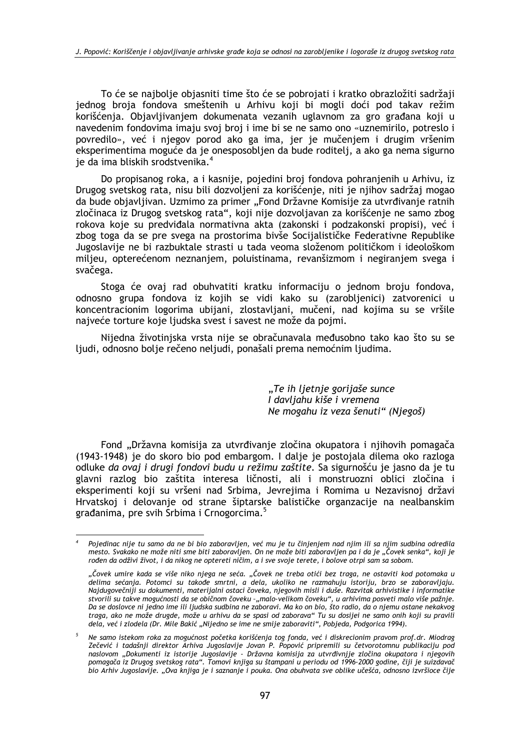To će se najbolje objasniti time što će se pobrojati i kratko obrazložiti sadržaji jednog broja fondova smeštenih u Arhivu koji bi mogli doći pod takav režim korišćenja. Objavljivanjem dokumenata vezanih uglavnom za gro građana koji u navedenim fondovima imaju svoj broj i ime bi se ne samo ono «uznemirilo, potreslo i povredilo», već i njegov porod ako ga ima, jer je mučenjem i drugim vršenim eksperimentima moguće da je onesposobljen da bude roditelj, a ako ga nema sigurno je da ima bliskih srodstvenika.[4]

Do propisanog roka, a i kasnije, pojedini broj fondova pohranjenih u Arhivu, iz Drugog svetskog rata, nisu bili dozvoljeni za korišćenje, niti je njihov sadržaj mogao da bude objavljivan. Uzmimo za primer „Fond Državne Komisije za utvrđivanje ratnih zločinaca iz Drugog svetskog rata", koji nije dozvoljavan za korišćenje ne samo zbog rokova koje su predviđala normativna akta (zakonski i podzakonski propisi), već i zbog toga da se pre svega na prostorima bivše Socijalističke Federativne Republike Jugoslavije ne bi razbuktale strasti u tada veoma složenom političkom i ideološkom miljeu, opterećenom neznanjem, poluistinama, revanšizmom i negiranjem svega i svačega.

Stoga će ovaj rad obuhvatiti kratku informaciju o jednom broju fondova, odnosno grupa fondova iz kojih se vidi kako su (zarobljenici) zatvorenici u koncentracionim logorima ubijani, zlostavljani, mučeni, nad kojima su se vršile najveće torture koje ljudska svest i savest ne može da pojmi.

Nijedna životinjska vrsta nije se obračunavala međusobno tako kao što su se ljudi, odnosno bolje rečeno neljudi, ponašali prema nemoćnim ljudima.

> *„Te ih ljetnje gorijaše sunce*
> *I davljahu kiše i vremena*
> *Ne mogahu iz veza šenuti" (Njegoš)*

Fond „Državna komisija za utvrđivanje zločina okupatora i njihovih pomagača (1943-1948) je do skoro bio pod embargom. I dalje je postojala dilema oko razloga odluke *da ovaj i drugi fondovi budu u režimu zaštite*. Sa sigurnošću je jasno da je tu glavni razlog bio zaštita interesa ličnosti, ali i monstruozni oblici zločina i eksperimenti koji su vršeni nad Srbima, Jevrejima i Romima u Nezavisnoj državi Hrvatskoj i delovanje od strane šiptarske balističke organzacije na nealbanskim građanima, pre svih Srbima i Crnogorcima.[5]

---

[4] *Pojedinac nije tu samo da ne bi bio zaboravljen, već mu je tu činjenjem nad njim ili sa njim sudbina odredila mesto. Svakako ne može niti sme biti zaboravljen. On ne može biti zaboravljen pa i da je „Čovek senka", koji je rođen da odživi život, i da nikog ne optereti ničim, a i sve svoje terete, i bolove otrpi sam sa sobom.*

*„Čovek umire kada se više niko njega ne seća. „Čovek ne treba otići bez traga, ne ostaviti kod potomaka u delima sećanja. Potomci su takođe smrtni, a dela, ukoliko ne razmahuju istoriju, brzo se zaboravljaju. Najdugovečniji su dokumenti, materijalni ostaci čoveka, njegovih misli i duše. Razvitak arhivistike i informatike stvorili su takve mogućnosti da se običnom čoveku -„malo-velikom čoveku", u arhivima posveti malo više pažnje. Da se doslovce ni jedno ime ili ljudska sudbina ne zaboravi. Ma ko on bio, što radio, da o njemu ostane nekakvog traga, ako ne može drugde, može u arhivu da se spasi od zaborava" Tu su dosijei ne samo onih koji su pravili dela, već i zlodela (Dr. Mile Bakić „Nijedno se ime ne smije zaboraviti", Pobjeda, Podgorica 1994).*

[5] *Ne samo istekom roka za mogućnost početka korišćenja tog fonda, već i diskrecionim pravom prof.dr. Miodrag Zečević i tadašnji direktor Arhiva Jugoslavije Jovan P. Popović pripremili su četvorotomnu publikaciju pod naslovom „Dokumenti iz istorije Jugoslavije - Državna komisija za utvrđivnjje zločina okupatora i njegovih pomagača iz Drugog svetskog rata". Tomovi knjiga su štampani u periodu od 1996-2000 godine, čiji je suizdavač bio Arhiv Jugoslavije. „Ova knjiga je i saznanje i pouka. Ona obuhvata sve oblike učešća, odnosno izvršioce čije*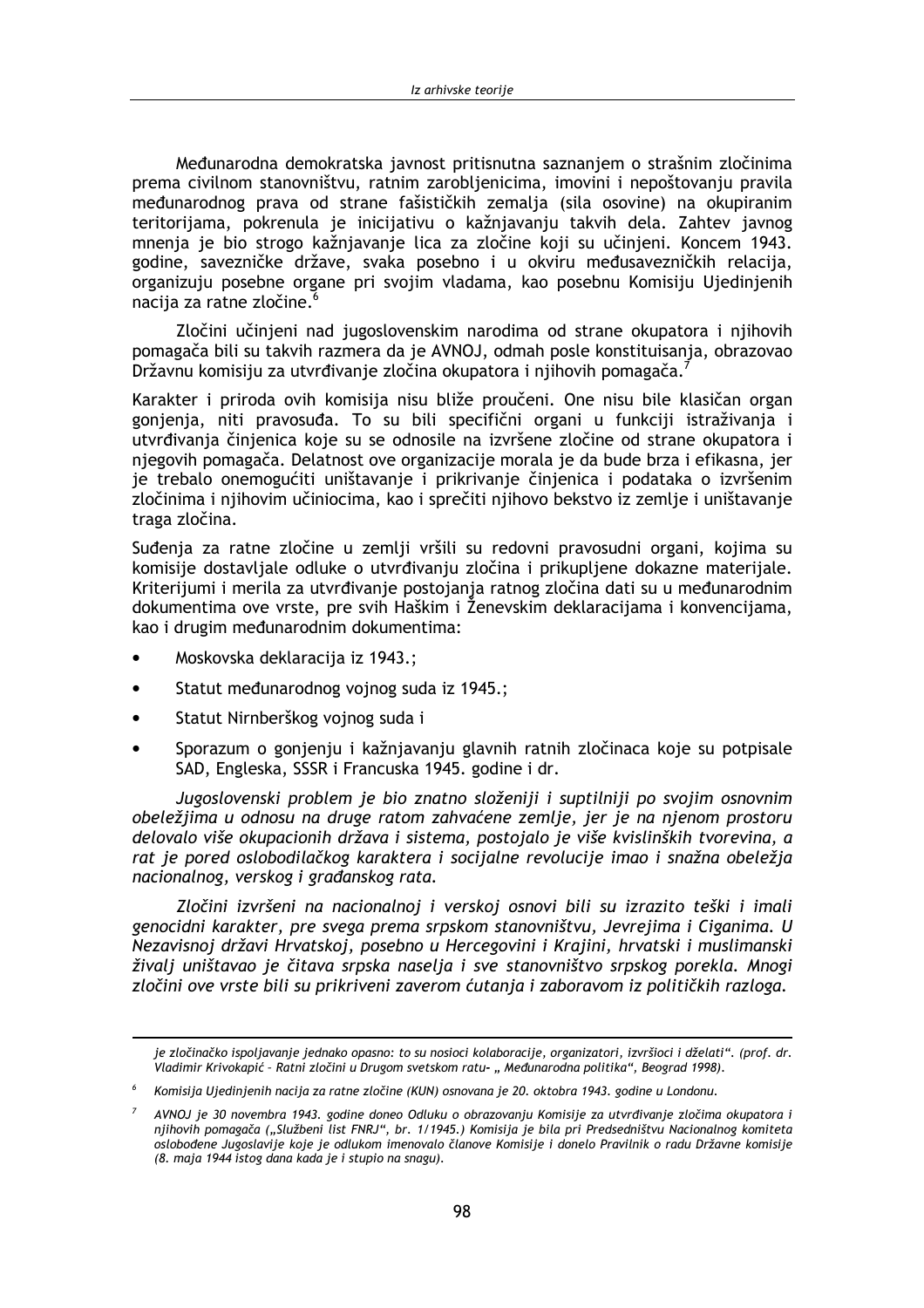Međunarodna demokratska javnost pritisnutna saznanjem o strašnim zločinima prema civilnom stanovništvu, ratnim zarobljenicima, imovini i nepoštovanju pravila međunarodnog prava od strane fašističkih zemalja (sila osovine) na okupiranim teritorijama, pokrenula je inicijativu o kažnjavanju takvih dela. Zahtev javnog mnenja je bio strogo kažnjavanje lica za zločine koji su učinjeni. Koncem 1943. godine, savezničke države, svaka posebno i u okviru međusavezničkih relacija, organizuju posebne organe pri svojim vladama, kao posebnu Komisiju Ujedinjenih nacija za ratne zločine.[6]

Zločini učinjeni nad jugoslovenskim narodima od strane okupatora i njihovih pomagača bili su takvih razmera da je AVNOJ, odmah posle konstituisanja, obrazovao Državnu komisiju za utvrđivanje zločina okupatora i njihovih pomagača.[7]

Karakter i priroda ovih komisija nisu bliže proučeni. One nisu bile klasičan organ gonjenja, niti pravosuđa. To su bili specifični organi u funkciji istraživanja i utvrđivanja činjenica koje su se odnosile na izvršene zločine od strane okupatora i njegovih pomagača. Delatnost ove organizacije morala je da bude brza i efikasna, jer je trebalo onemogućiti uništavanje i prikrivanje činjenica i podataka o izvršenim zločinima i njihovim učiniocima, kao i sprečiti njihovo bekstvo iz zemlje i uništavanje traga zločina.

Suđenja za ratne zločine u zemlji vršili su redovni pravosudni organi, kojima su komisije dostavljale odluke o utvrđivanju zločina i prikupljene dokazne materijale. Kriterijumi i merila za utvrđivanje postojanja ratnog zločina dati su u međunarodnim dokumentima ove vrste, pre svih Haškim i Ženevskim deklaracijama i konvencijama, kao i drugim međunarodnim dokumentima:

- Moskovska deklaracija iz 1943.;
- Statut međunarodnog vojnog suda iz 1945.;
- Statut Nirnberškog vojnog suda i
- Sporazum o gonjenju i kažnjavanju glavnih ratnih zločinaca koje su potpisale SAD, Engleska, SSSR i Francuska 1945. godine i dr.

*Jugoslovenski problem je bio znatno složeniji i suptilniji po svojim osnovnim obeležjima u odnosu na druge ratom zahvaćene zemlje, jer je na njenom prostoru delovalo više okupacionih država i sistema, postojalo je više kvislinških tvorevina, a rat je pored oslobodilačkog karaktera i socijalne revolucije imao i snažna obeležja nacionalnog, verskog i građanskog rata.*

*Zločini izvršeni na nacionalnoj i verskoj osnovi bili su izrazito teški i imali genocidni karakter, pre svega prema srpskom stanovništvu, Jevrejima i Ciganima. U Nezavisnoj državi Hrvatskoj, posebno u Hercegovini i Krajini, hrvatski i muslimanski živalj uništavao je čitava srpska naselja i sve stanovništvo srpskog porekla. Mnogi zločini ove vrste bili su prikriveni zaverom ćutanja i zaboravom iz političkih razloga.*

---

*je zločinačko ispoljavanje jednako opasno: to su nosioci kolaboracije, organizatori, izvršioci i dželati". (prof. dr. Vladimir Krivokapić - Ratni zločini u Drugom svetskom ratu- „ Međunarodna politika", Beograd 1998).*

[6] *Komisija Ujedinjenih nacija za ratne zločine (KUN) osnovana je 20. oktobra 1943. godine u Londonu.*

[7] *AVNOJ je 30 novembra 1943. godine doneo Odluku o obrazovanju Komisije za utvrđivanje zločima okupatora i njihovih pomagača („Službeni list FNRJ", br. 1/1945.) Komisija je bila pri Predsedništvu Nacionalnog komiteta oslobođene Jugoslavije koje je odlukom imenovalo članove Komisije i donelo Pravilnik o radu Državne komisije (8. maja 1944 istog dana kada je i stupio na snagu).*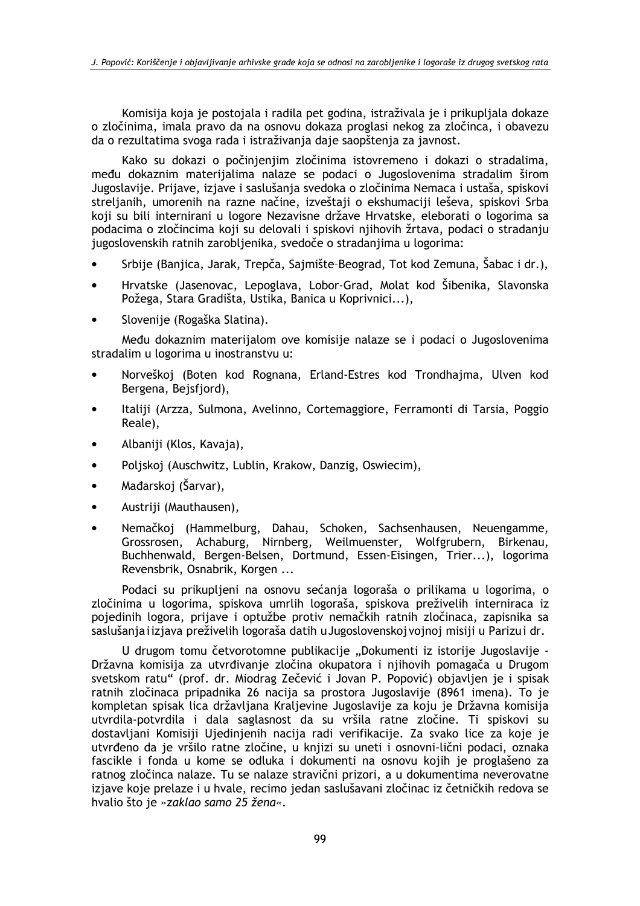Komisija koja je postojala i radila pet godina, istraživala je i prikupljala dokaze o zločinima, imala pravo da na osnovu dokaza proglasi nekog za zločinca, i obavezu da o rezultatima svoga rada i istraživanja daje saopštenja za javnost.

Kako su dokazi o počinjenjim zločinima istovremeno i dokazi o stradalima, među dokaznim materijalima nalaze se podaci o Jugoslovenima stradalim širom Jugoslavije. Prijave, izjave i saslušanja svedoka o zločinima Nemaca i ustaša, spiskovi streljanih, umorenih na razne načine, izveštaji o ekshumaciji leševa, spiskovi Srba koji su bili internirani u logore Nezavisne države Hrvatske, eleborati o logorima sa podacima o zločincima koji su delovali i spiskovi njihovih žrtava, podaci o stradanju jugoslovenskih ratnih zarobljenika, svedoče o stradanjima u logorima:

- Srbije (Banjica, Jarak, Trepča, Sajmište–Beograd, Tot kod Zemuna, Šabac i dr.),
- Hrvatske (Jasenovac, Lepoglava, Lobor-Grad, Molat kod Šibenika, Slavonska Požega, Stara Gradišta, Ustika, Banica u Koprivnici...),
- Slovenije (Rogaška Slatina).

Među dokaznim materijalom ove komisije nalaze se i podaci o Jugoslovenima stradalim u logorima u inostranstvu u:

- Norveškoj (Boten kod Rognana, Erland-Estres kod Trondhajma, Ulven kod Bergena, Bejsfjord),
- Italiji (Arzza, Sulmona, Avelinno, Cortemaggiore, Ferramonti di Tarsia, Poggio Reale),
- Albaniji (Klos, Kavaja),
- Poljskoj (Auschwitz, Lublin, Krakow, Danzig, Oswiecim),
- Mađarskoj (Šarvar),
- Austriji (Mauthausen),
- Nemačkoj (Hammelburg, Dahau, Schoken, Sachsenhausen, Neuengamme, Grossrosen, Achaburg, Nirnberg, Weilmuenster, Wolfgrubern, Birkenau, Buchhenwald, Bergen-Belsen, Dortmund, Essen-Eisingen, Trier...), logorima Revensbrik, Osnabrik, Korgen ...

Podaci su prikupljeni na osnovu sećanja logoraša o prilikama u logorima, o zločinima u logorima, spiskova umrlih logoraša, spiskova preživelih interniraca iz pojedinih logora, prijave i optužbe protiv nemačkih ratnih zločinaca, zapisnika sa saslušanja i izjava preživelih logoraša datih u Jugoslovenskoj vojnoj misiji u Parizu i dr.

U drugom tomu četvorotomne publikacije „Dokumenti iz istorije Jugoslavije - Državna komisija za utvrđivanje zločina okupatora i njihovih pomagača u Drugom svetskom ratu" (prof. dr. Miodrag Zečević i Jovan P. Popović) objavljen je i spisak ratnih zločinaca pripadnika 26 nacija sa prostora Jugoslavije (8961 imena). To je kompletan spisak lica državljana Kraljevine Jugoslavije za koju je Državna komisija utvrdila-potvrdila i dala saglasnost da su vršila ratne zločine. Ti spiskovi su dostavljani Komisiji Ujedinjenih nacija radi verifikacije. Za svako lice za koje je utvrđeno da je vršilo ratne zločine, u knjizi su uneti i osnovni-lični podaci, oznaka fascikle i fonda u kome se odluka i dokumenti na osnovu kojih je proglašeno za ratnog zločinca nalaze. Tu se nalaze stravični prizori, a u dokumentima neverovatne izjave koje prelaze i u hvale, recimo jedan saslušavani zločinac iz četničkih redova se hvalio što je »*zaklao samo 25 žena*«.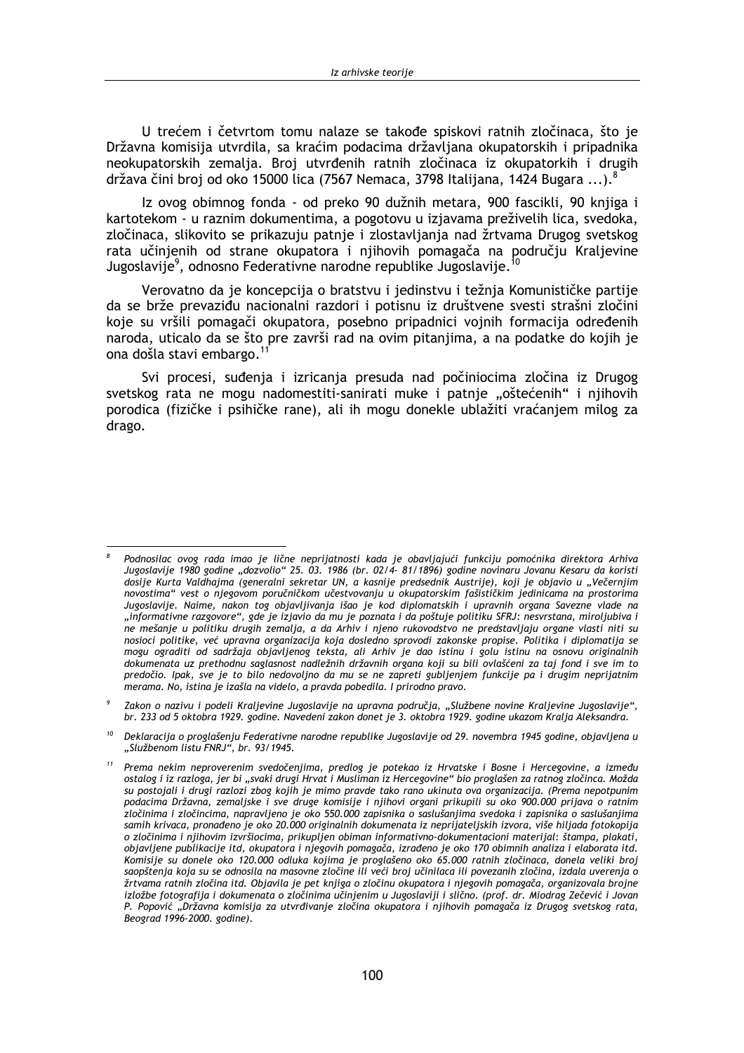U trećem i četvrtom tomu nalaze se takođe spiskovi ratnih zločinaca, što je Državna komisija utvrdila, sa kraćim podacima državljana okupatorskih i pripadnika neokupatorskih zemalja. Broj utvrđenih ratnih zločinaca iz okupatorkih i drugih država čini broj od oko 15000 lica (7567 Nemaca, 3798 Italijana, 1424 Bugara ...).[8]

Iz ovog obimnog fonda - od preko 90 dužnih metara, 900 fascikli, 90 knjiga i kartotekom - u raznim dokumentima, a pogotovu u izjavama preživelih lica, svedoka, zločinaca, slikovito se prikazuju patnje i zlostavljanja nad žrtvama Drugog svetskog rata učinjenih od strane okupatora i njihovih pomagača na području Kraljevine Jugoslavije[9], odnosno Federativne narodne republike Jugoslavije.[10]

Verovatno da je koncepcija o bratstvu i jedinstvu i težnja Komunističke partije da se brže prevaziđu nacionalni razdori i potisnu iz društvene svesti strašni zločini koje su vršili pomagači okupatora, posebno pripadnici vojnih formacija određenih naroda, uticalo da se što pre završi rad na ovim pitanjima, a na podatke do kojih je ona došla stavi embargo.[11]

Svi procesi, suđenja i izricanja presuda nad počiniocima zločina iz Drugog svetskog rata ne mogu nadomestiti-sanirati muke i patnje „oštećenih" i njihovih porodica (fizičke i psihičke rane), ali ih mogu donekle ublažiti vraćanjem milog za drago.

---

[8] *Podnosilac ovog rada imao je lične neprijatnosti kada je obavljajući funkciju pomoćnika direktora Arhiva Jugoslavije 1980 godine „dozvolio" 25. 03. 1986 (br. 02/4- 81/1896) godine novinaru Jovanu Kesaru da koristi dosije Kurta Valdhajma (generalni sekretar UN, a kasnije predsednik Austrije), koji je objavio u „Večernjim novostima" vest o njegovom poručničkom učestvovanju u okupatorskim fašističkim jedinicama na prostorima Jugoslavije. Naime, nakon tog objavljivanja išao je kod diplomatskih i upravnih organa Savezne vlade na „informativne razgovore", gde je izjavio da mu je poznata i da poštuje politiku SFRJ: nesvrstana, miroljubiva i ne mešanje u politiku drugih zemalja, a da Arhiv i njeno rukovodstvo ne predstavljaju organe vlasti niti su nosioci politike, već upravna organizacija koja dosledno sprovodi zakonske propise. Politika i diplomatija se mogu ograditi od sadržaja objavljenog teksta, ali Arhiv je dao istinu i golu istinu na osnovu originalnih dokumenata uz prethodnu saglasnost nadležnih državnih organa koji su bili ovlašćeni za taj fond i sve im to predočio. Ipak, sve je to bilo nedovoljno da mu se ne zapreti gubljenjem funkcije pa i drugim neprijatnim merama. No, istina je izašla na videlo, a pravda pobedila. I prirodno pravo.*

[9] *Zakon o nazivu i podeli Kraljevine Jugoslavije na upravna područja, „Službene novine Kraljevine Jugoslavije", br. 233 od 5 oktobra 1929. godine. Navedeni zakon donet je 3. oktobra 1929. godine ukazom Kralja Aleksandra.*

[10] *Deklaracija o proglašenju Federativne narodne republike Jugoslavije od 29. novembra 1945 godine, objavljena u „Službenom listu FNRJ", br. 93/1945.*

[11] *Prema nekim neproverenim svedočenjima, predlog je potekao iz Hrvatske i Bosne i Hercegovine, a između ostalog i iz razloga, jer bi „svaki drugi Hrvat i Musliman iz Hercegovine" bio proglašen za ratnog zločinca. Možda su postojali i drugi razlozi zbog kojih je mimo pravde tako rano ukinuta ova organizacija. (Prema nepotpunim podacima Državna, zemaljske i sve druge komisije i njihovi organi prikupili su oko 900.000 prijava o ratnim zločinima i zločincima, napravljeno je oko 550.000 zapisnika o saslušanjima svedoka i zapisnika o saslušanjima samih krivaca, pronađeno je oko 20.000 originalnih dokumenata iz neprijateljskih izvora, više hiljada fotokopija o zločinima i njihovim izvršiocima, prikupljen obiman informativno-dokumentacioni materijal: štampa, plakati, objavljene publikacije itd, okupatora i njegovih pomagača, izrađeno je oko 170 obimnih analiza i elaborata itd. Komisije su donele oko 120.000 odluka kojima je proglašeno oko 65.000 ratnih zločinaca, donela veliki broj saopštenja koja su se odnosila na masovne zločine ili veći broj učinilaca ili povezanih zločina, izdala uverenja o žrtvama ratnih zločina itd. Objavila je pet knjiga o zločinu okupatora i njegovih pomagača, organizovala brojne izložbe fotografija i dokumenata o zločinima učinjenim u Jugoslaviji i slično. (prof. dr. Miodrag Zečević i Jovan P. Popović „Državna komisija za utvrđivanje zločina okupatora i njihovih pomagača iz Drugog svetskog rata, Beograd 1996-2000. godine).*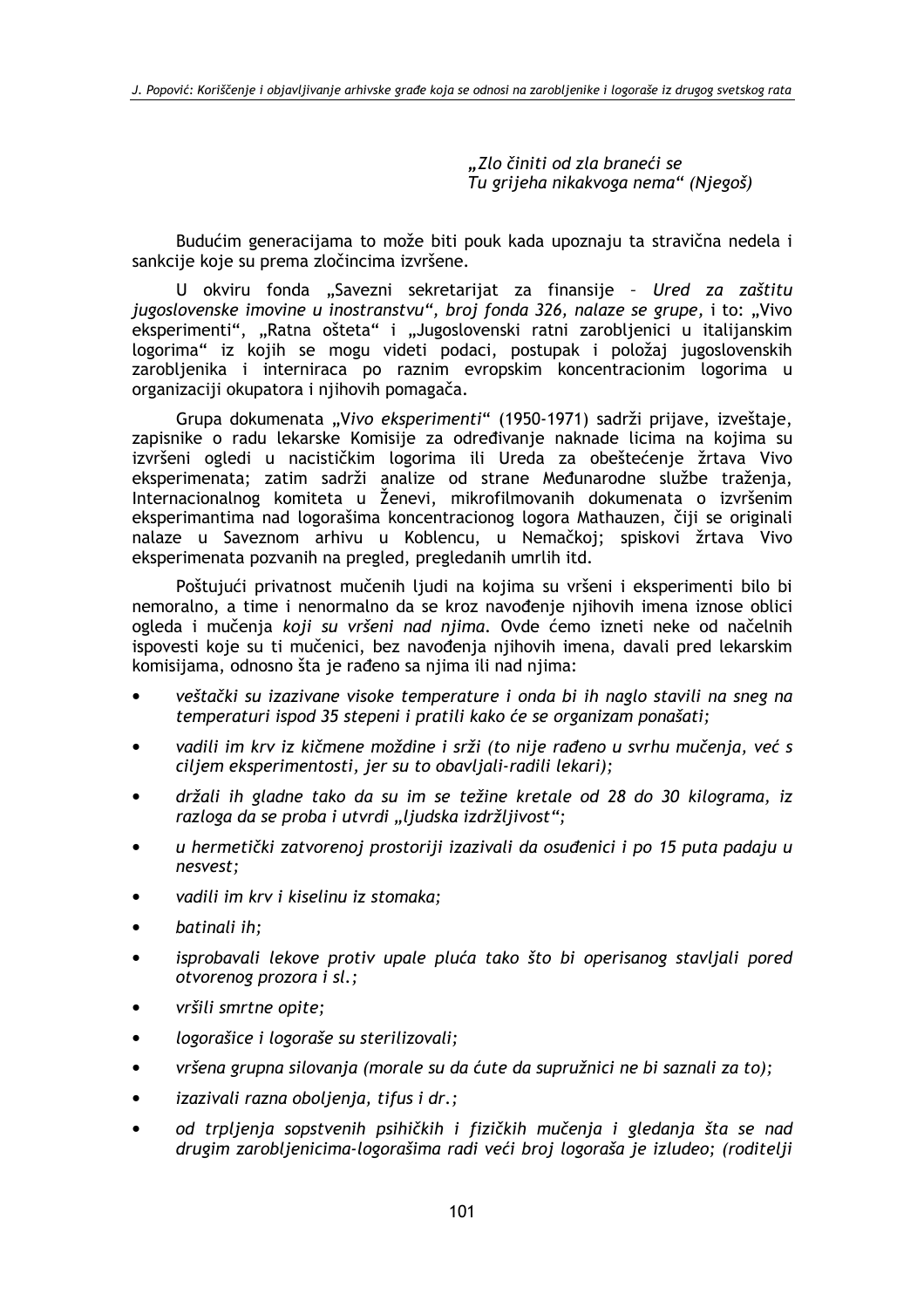*„Zlo činiti od zla braneći se*
*Tu grijeha nikakvoga nema“ (Njegoš)*

Budućim generacijama to može biti pouk kada upoznaju ta stravična nedela i sankcije koje su prema zločincima izvršene.

U okviru fonda „Savezni sekretarijat za finansije – *Ured za zaštitu jugoslovenske imovine u inostranstvu“, broj fonda 326, nalaze se grupe,* i to: „Vivo eksperimenti“, „Ratna ošteta“ i „Jugoslovenski ratni zarobljenici u italijanskim logorima“ iz kojih se mogu videti podaci, postupak i položaj jugoslovenskih zarobljenika i interniraca po raznim evropskim koncentracionim logorima u organizaciji okupatora i njihovih pomagača.

Grupa dokumenata „*Vivo eksperimenti*“ (1950-1971) sadrži prijave, izveštaje, zapisnike o radu lekarske Komisije za određivanje naknade licima na kojima su izvršeni ogledi u nacističkim logorima ili Ureda za obeštećenje žrtava Vivo eksperimenata; zatim sadrži analize od strane Međunarodne službe traženja, Internacionalnog komiteta u Ženevi, mikrofilmovanih dokumenata o izvršenim eksperimantima nad logorašima koncentracionog logora Mathauzen, čiji se originali nalaze u Saveznom arhivu u Koblencu, u Nemačkoj; spiskovi žrtava Vivo eksperimenata pozvanih na pregled, pregledanih umrlih itd.

Poštujući privatnost mučenih ljudi na kojima su vršeni i eksperimenti bilo bi nemoralno, a time i nenormalno da se kroz navođenje njihovih imena iznose oblici ogleda i mučenja *koji su vršeni nad njima*. Ovde ćemo izneti neke od načelnih ispovesti koje su ti mučenici, bez navođenja njihovih imena, davali pred lekarskim komisijama, odnosno šta je rađeno sa njima ili nad njima:

- *veštački su izazivane visoke temperature i onda bi ih naglo stavili na sneg na temperaturi ispod 35 stepeni i pratili kako će se organizam ponašati;*
- *vadili im krv iz kičmene moždine i srži (to nije rađeno u svrhu mučenja, već s ciljem eksperimentosti, jer su to obavljali-radili lekari);*
- *držali ih gladne tako da su im se težine kretale od 28 do 30 kilograma, iz razloga da se proba i utvrdi „ljudska izdržljivost“;*
- *u hermetički zatvorenoj prostoriji izazivali da osuđenici i po 15 puta padaju u nesvest;*
- *vadili im krv i kiselinu iz stomaka;*
- *batinali ih;*
- *isprobavali lekove protiv upale pluća tako što bi operisanog stavljali pored otvorenog prozora i sl.;*
- *vršili smrtne opite;*
- *logorašice i logoraše su sterilizovali;*
- *vršena grupna silovanja (morale su da ćute da supružnici ne bi saznali za to);*
- *izazivali razna oboljenja, tifus i dr.;*
- *od trpljenja sopstvenih psihičkih i fizičkih mučenja i gledanja šta se nad drugim zarobljenicima-logorašima radi veći broj logoraša je izludeo; (roditelji*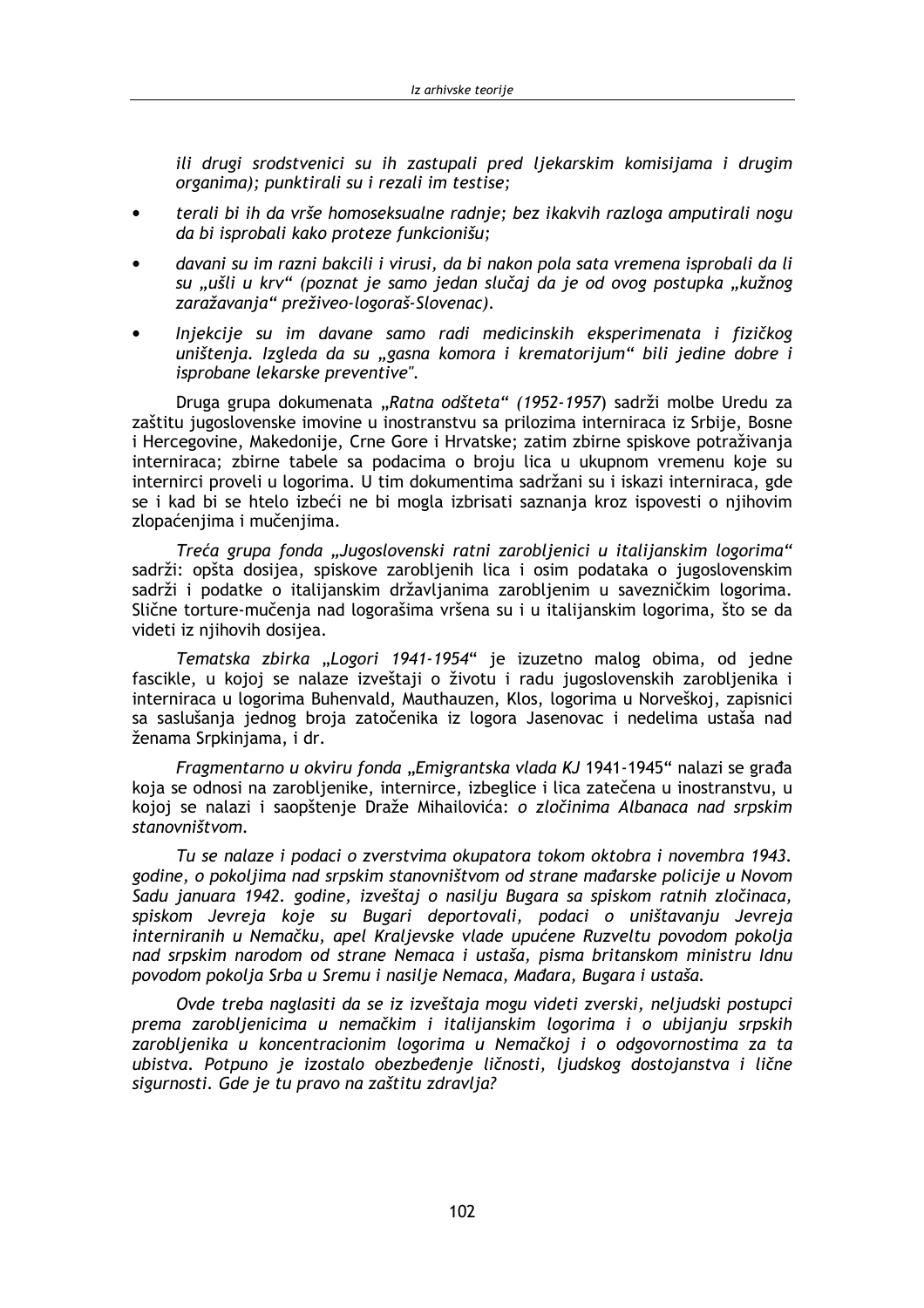*ili drugi srodstvenici su ih zastupali pred ljekarskim komisijama i drugim organima); punktirali su i rezali im testise;*

- *terali bi ih da vrše homoseksualne radnje; bez ikakvih razloga amputirali nogu da bi isprobali kako proteze funkcionišu;*
- *davani su im razni bakcili i virusi, da bi nakon pola sata vremena isprobali da li su „ušli u krv" (poznat je samo jedan slučaj da je od ovog postupka „kužnog zaražavanja" preživeo-logoraš-Slovenac).*
- *Injekcije su im davane samo radi medicinskih eksperimenata i fizičkog uništenja. Izgleda da su „gasna komora i krematorijum" bili jedine dobre i isprobane lekarske preventive".*

Druga grupa dokumenata „*Ratna odšteta*" *(1952-1957)* sadrži molbe Uredu za zaštitu jugoslovenske imovine u inostranstvu sa prilozima interniraca iz Srbije, Bosne i Hercegovine, Makedonije, Crne Gore i Hrvatske; zatim zbirne spiskove potraživanja interniraca; zbirne tabele sa podacima o broju lica u ukupnom vremenu koje su internirci proveli u logorima. U tim dokumentima sadržani su i iskazi interniraca, gde se i kad bi se htelo izbeći ne bi mogla izbrisati saznanja kroz ispovesti o njihovim zlopaćenjima i mučenjima.

*Treća grupa fonda „Jugoslovenski ratni zarobljenici u italijanskim logorima"* sadrži: opšta dosijea, spiskove zarobljenih lica i osim podataka o jugoslovenskim sadrži i podatke o italijanskim državljanima zarobljenim u savezničkim logorima. Slične torture-mučenja nad logorašima vršena su i u italijanskim logorima, što se da videti iz njihovih dosijea.

*Tematska zbirka „Logori 1941-1954"* je izuzetno malog obima, od jedne fascikle, u kojoj se nalaze izveštaji o životu i radu jugoslovenskih zarobljenika i interniraca u logorima Buhenvald, Mauthauzen, Klos, logorima u Norveškoj, zapisnici sa saslušanja jednog broja zatočenika iz logora Jasenovac i nedelima ustaša nad ženama Srpkinjama, i dr.

*Fragmentarno u okviru fonda „Emigrantska vlada KJ* 1941-1945" nalazi se građa koja se odnosi na zarobljenike, internirce, izbeglice i lica zatečena u inostranstvu, u kojoj se nalazi i saopštenje Draže Mihailovića: *o zločinima Albanaca nad srpskim stanovništvom.*

*Tu se nalaze i podaci o zverstvima okupatora tokom oktobra i novembra 1943. godine, o pokoljima nad srpskim stanovništvom od strane mađarske policije u Novom Sadu januara 1942. godine, izveštaj o nasilju Bugara sa spiskom ratnih zločinaca, spiskom Jevreja koje su Bugari deportovali, podaci o uništavanju Jevreja interniranih u Nemačku, apel Kraljevske vlade upućene Ruzveltu povodom pokolja nad srpskim narodom od strane Nemaca i ustaša, pisma britanskom ministru Idnu povodom pokolja Srba u Sremu i nasilje Nemaca, Mađara, Bugara i ustaša.*

*Ovde treba naglasiti da se iz izveštaja mogu videti zverski, neljudski postupci prema zarobljenicima u nemačkim i italijanskim logorima i o ubijanju srpskih zarobljenika u koncentracionim logorima u Nemačkoj i o odgovornostima za ta ubistva. Potpuno je izostalo obezbeđenje ličnosti, ljudskog dostojanstva i lične sigurnosti. Gde je tu pravo na zaštitu zdravlja?*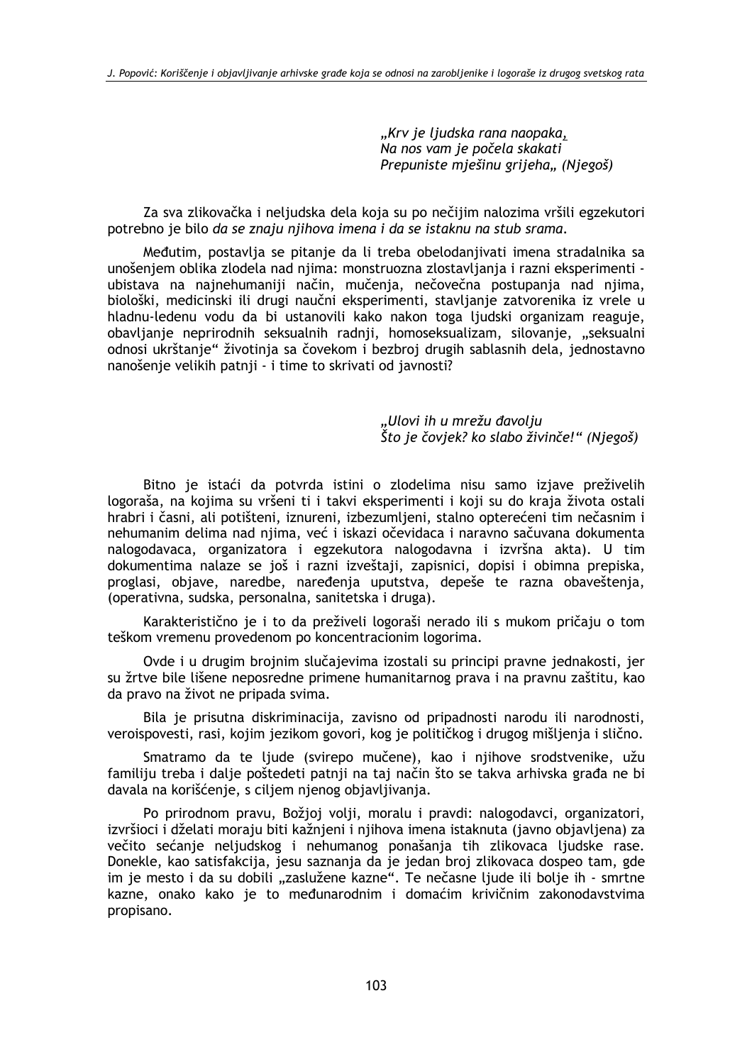*„Krv je ljudska rana naopaka,*
*Na nos vam je počela skakati*
*Prepuniste mješinu grijeha„ (Njegoš)*

Za sva zlikovačka i neljudska dela koja su po nečijim nalozima vršili egzekutori potrebno je bilo *da se znaju njihova imena i da se istaknu na stub srama.*

Međutim, postavlja se pitanje da li treba obelodanjivati imena stradalnika sa unošenjem oblika zlodela nad njima: monstruozna zlostavljanja i razni eksperimenti - ubistava na najnehumaniji način, mučenja, nečovečna postupanja nad njima, biološki, medicinski ili drugi naučni eksperimenti, stavljanje zatvorenika iz vrele u hladnu-ledenu vodu da bi ustanovili kako nakon toga ljudski organizam reaguje, obavljanje neprirodnih seksualnih radnji, homoseksualizam, silovanje, „seksualni odnosi ukrštanje" životinja sa čovekom i bezbroj drugih sablasnih dela, jednostavno nanošenje velikih patnji - i time to skrivati od javnosti?

*„Ulovi ih u mrežu đavolju*
*Što je čovjek? ko slabo živinče!" (Njegoš)*

Bitno je istaći da potvrda istini o zlodelima nisu samo izjave preživelih logoraša, na kojima su vršeni ti i takvi eksperimenti i koji su do kraja života ostali hrabri i časni, ali potišteni, iznureni, izbezumljeni, stalno opterećeni tim nečasnim i nehumanim delima nad njima, već i iskazi očevidaca i naravno sačuvana dokumenta nalogodavaca, organizatora i egzekutora nalogodavna i izvršna akta). U tim dokumentima nalaze se još i razni izveštaji, zapisnici, dopisi i obimna prepiska, proglasi, objave, naredbe, naređenja uputstva, depeše te razna obaveštenja, (operativna, sudska, personalna, sanitetska i druga).

Karakteristično je i to da preživeli logoraši nerado ili s mukom pričaju o tom teškom vremenu provedenom po koncentracionim logorima.

Ovde i u drugim brojnim slučajevima izostali su principi pravne jednakosti, jer su žrtve bile lišene neposredne primene humanitarnog prava i na pravnu zaštitu, kao da pravo na život ne pripada svima.

Bila je prisutna diskriminacija, zavisno od pripadnosti narodu ili narodnosti, veroispovesti, rasi, kojim jezikom govori, kog je političkog i drugog mišljenja i slično.

Smatramo da te ljude (svirepo mučene), kao i njihove srodstvenike, užu familiju treba i dalje poštedeti patnji na taj način što se takva arhivska građa ne bi davala na korišćenje, s ciljem njenog objavljivanja.

Po prirodnom pravu, Božjoj volji, moralu i pravdi: nalogodavci, organizatori, izvršioci i dželati moraju biti kažnjeni i njihova imena istaknuta (javno objavljena) za večito sećanje neljudskog i nehumanog ponašanja tih zlikovaca ljudske rase. Donekle, kao satisfakcija, jesu saznanja da je jedan broj zlikovaca dospeo tam, gde im je mesto i da su dobili „zaslužene kazne". Te nečasne ljude ili bolje ih - smrtne kazne, onako kako je to međunarodnim i domaćim krivičnim zakonodavstvima propisano.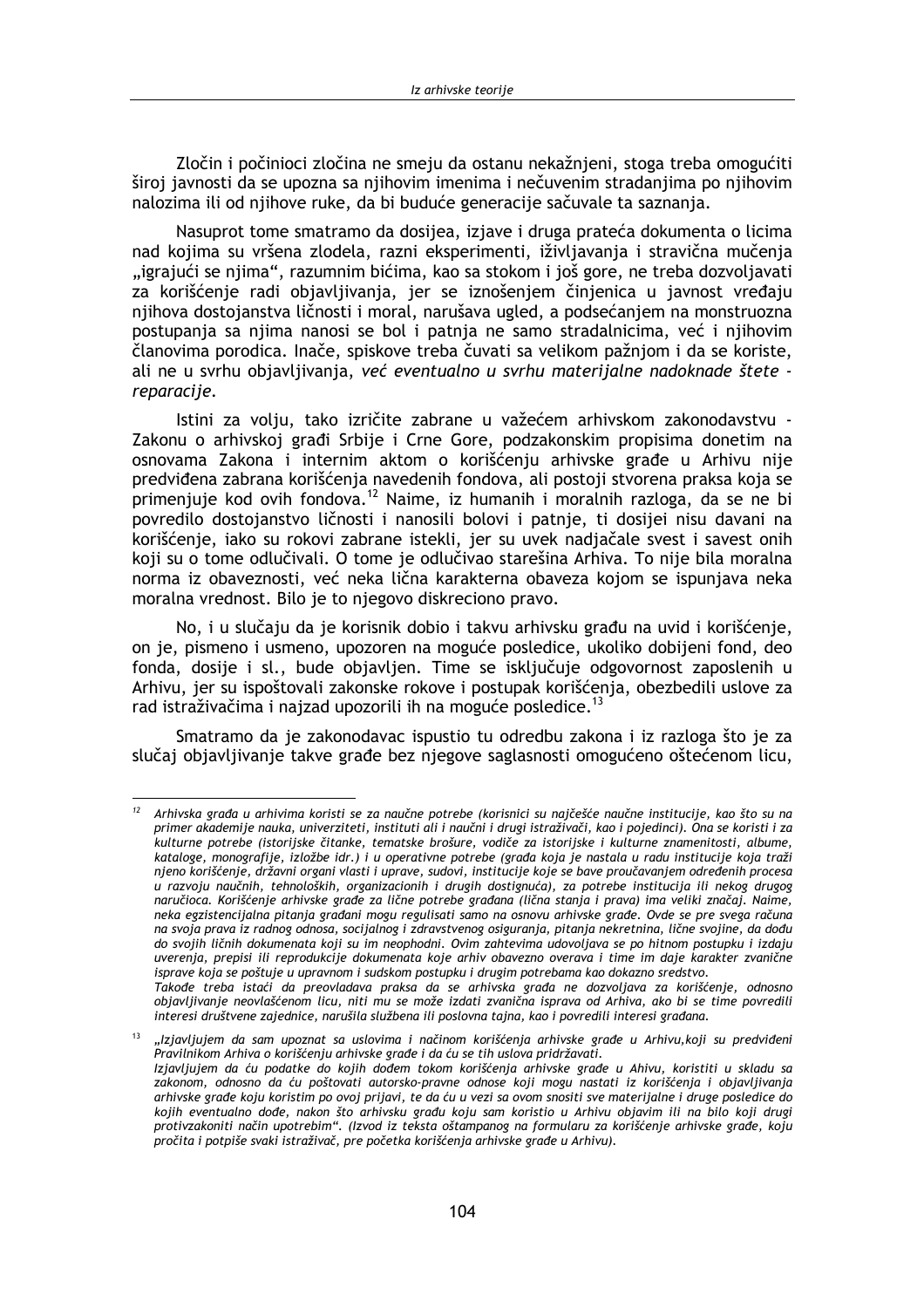Zločin i počinioci zločina ne smeju da ostanu nekažnjeni, stoga treba omogućiti široj javnosti da se upozna sa njihovim imenima i nečuvenim stradanjima po njihovim nalozima ili od njihove ruke, da bi buduće generacije sačuvale ta saznanja.

Nasuprot tome smatramo da dosijea, izjave i druga prateća dokumenta o licima nad kojima su vršena zlodela, razni eksperimenti, iživljavanja i stravična mučenja „igrajući se njima", razumnim bićima, kao sa stokom i još gore, ne treba dozvoljavati za korišćenje radi objavljivanja, jer se iznošenjem činjenica u javnost vređaju njihova dostojanstva ličnosti i moral, narušava ugled, a podsećanjem na monstruozna postupanja sa njima nanosi se bol i patnja ne samo stradalnicima, već i njihovim članovima porodica. Inače, spiskove treba čuvati sa velikom pažnjom i da se koriste, ali ne u svrhu objavljivanja, *već eventualno u svrhu materijalne nadoknade štete - reparacije.*

Istini za volju, tako izričite zabrane u važećem arhivskom zakonodavstvu - Zakonu o arhivskoj građi Srbije i Crne Gore, podzakonskim propisima donetim na osnovama Zakona i internim aktom o korišćenju arhivske građe u Arhivu nije predviđena zabrana korišćenja navedenih fondova, ali postoji stvorena praksa koja se primenjuje kod ovih fondova.[12] Naime, iz humanih i moralnih razloga, da se ne bi povredilo dostojanstvo ličnosti i nanosili bolovi i patnje, ti dosijei nisu davani na korišćenje, iako su rokovi zabrane istekli, jer su uvek nadjačale svest i savest onih koji su o tome odlučivali. O tome je odlučivao starešina Arhiva. To nije bila moralna norma iz obaveznosti, već neka lična karakterna obaveza kojom se ispunjava neka moralna vrednost. Bilo je to njegovo diskreciono pravo.

No, i u slučaju da je korisnik dobio i takvu arhivsku građu na uvid i korišćenje, on je, pismeno i usmeno, upozoren na moguće posledice, ukoliko dobijeni fond, deo fonda, dosije i sl., bude objavljen. Time se isključuje odgovornost zaposlenih u Arhivu, jer su ispoštovali zakonske rokove i postupak korišćenja, obezbedili uslove za rad istraživačima i najzad upozorili ih na moguće posledice.[13]

Smatramo da je zakonodavac ispustio tu odredbu zakona i iz razloga što je za slučaj objavljivanje takve građe bez njegove saglasnosti omogućeno oštećenom licu,

---

[12] *Arhivska građa u arhivima koristi se za naučne potrebe (korisnici su najčešće naučne institucije, kao što su na primer akademije nauka, univerziteti, instituti ali i naučni i drugi istraživači, kao i pojedinci). Ona se koristi i za kulturne potrebe (istorijske čitanke, tematske brošure, vodiče za istorijske i kulturne znamenitosti, albume, kataloge, monografije, izložbe idr.) i u operativne potrebe (građa koja je nastala u radu institucije koja traži njeno korišćenje, državni organi vlasti i uprave, sudovi, institucije koje se bave proučavanjem određenih procesa u razvoju naučnih, tehnoloških, organizacionih i drugih dostignuća), za potrebe institucija ili nekog drugog naručioca. Korišćenje arhivske građe za lične potrebe građana (lična stanja i prava) ima veliki značaj. Naime, neka egzistencijalna pitanja građani mogu regulisati samo na osnovu arhivske građe. Ovde se pre svega računa na svoja prava iz radnog odnosa, socijalnog i zdravstvenog osiguranja, pitanja nekretnina, lične svojine, da dođu do svojih ličnih dokumenata koji su im neophodni. Ovim zahtevima udovoljava se po hitnom postupku i izdaju uverenja, prepisi ili reprodukcije dokumenata koje arhiv obavezno overava i time im daje karakter zvanične isprave koja se poštuje u upravnom i sudskom postupku i drugim potrebama kao dokazno sredstvo.*
*Takođe treba istaći da preovladava praksa da se arhivska građa ne dozvoljava za korišćenje, odnosno objavljivanje neovlašćenom licu, niti mu se može izdati zvanična isprava od Arhiva, ako bi se time povredili interesi društvene zajednice, narušila službena ili poslovna tajna, kao i povredili interesi građana.*

[13] *„Izjavljujem da sam upoznat sa uslovima i načinom korišćenja arhivske građe u Arhivu,koji su predviđeni Pravilnikom Arhiva o korišćenju arhivske građe i da ću se tih uslova pridržavati.*
*Izjavljujem da ću podatke do kojih dođem tokom korišćenja arhivske građe u Ahivu, koristiti u skladu sa zakonom, odnosno da ću poštovati autorsko-pravne odnose koji mogu nastati iz korišćenja i objavljivanja arhivske građe koju koristim po ovoj prijavi, te da ću u vezi sa ovom snositi sve materijalne i druge posledice do kojih eventualno dođe, nakon što arhivsku građu koju sam koristio u Arhivu objavim ili na bilo koji drugi protivzakoniti način upotrebim". (Izvod iz teksta oštampanog na formularu za korišćenje arhivske građe, koju pročita i potpiše svaki istraživač, pre početka korišćenja arhivske građe u Arhivu).*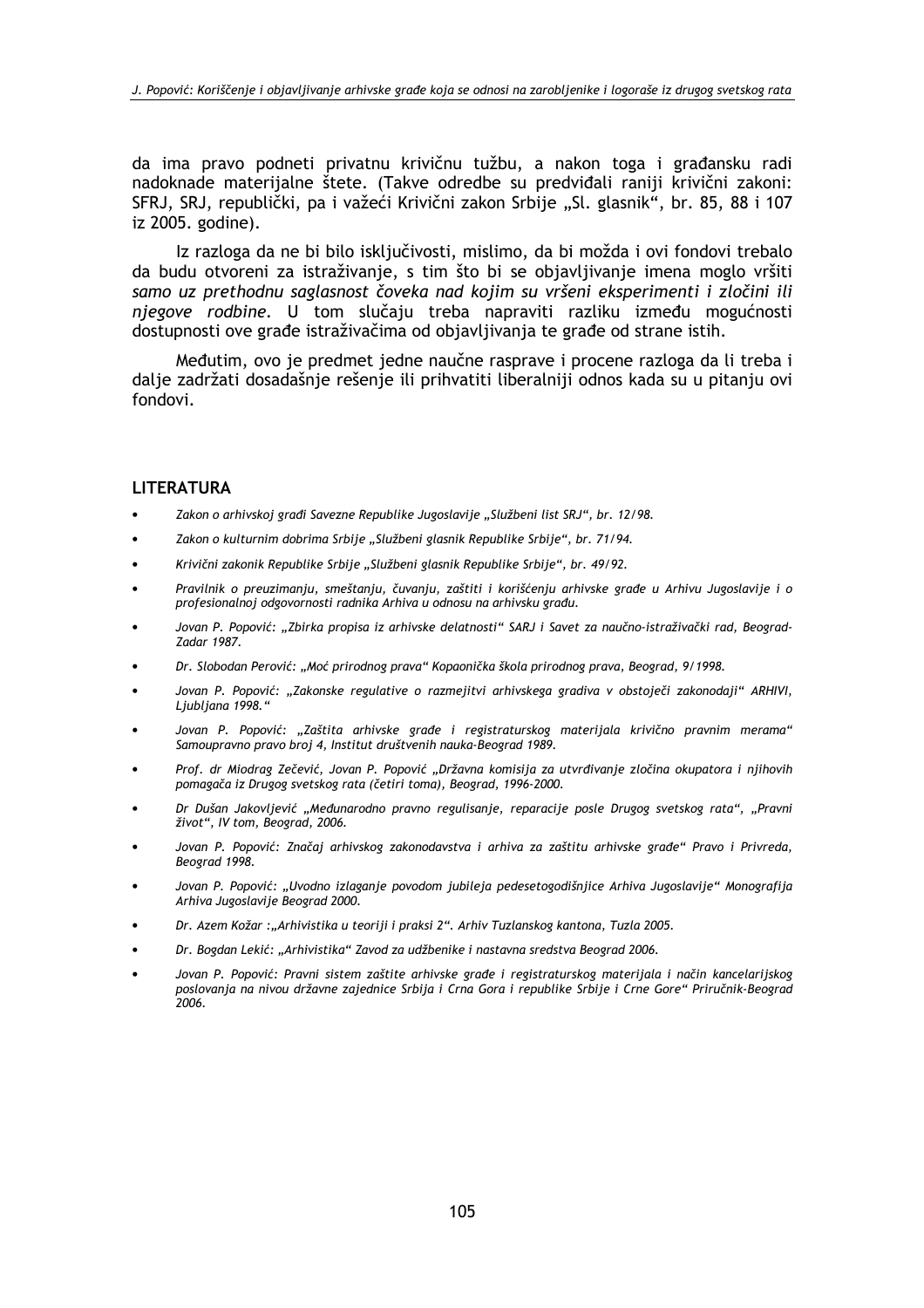da ima pravo podneti privatnu krivičnu tužbu, a nakon toga i građansku radi nadoknade materijalne štete. (Takve odredbe su predviđali raniji krivični zakoni: SFRJ, SRJ, republički, pa i važeći Krivični zakon Srbije „Sl. glasnik", br. 85, 88 i 107 iz 2005. godine).

Iz razloga da ne bi bilo isključivosti, mislimo, da bi možda i ovi fondovi trebalo da budu otvoreni za istraživanje, s tim što bi se objavljivanje imena moglo vršiti *samo uz prethodnu saglasnost čoveka nad kojim su vršeni eksperimenti i zločini ili njegove rodbine*. U tom slučaju treba napraviti razliku između mogućnosti dostupnosti ove građe istraživačima od objavljivanja te građe od strane istih.

Međutim, ovo je predmet jedne naučne rasprave i procene razloga da li treba i dalje zadržati dosadašnje rešenje ili prihvatiti liberalniji odnos kada su u pitanju ovi fondovi.

## LITERATURA

- *Zakon o arhivskoj građi Savezne Republike Jugoslavije „Službeni list SRJ", br. 12/98.*
- *Zakon o kulturnim dobrima Srbije „Službeni glasnik Republike Srbije", br. 71/94.*
- *Krivični zakonik Republike Srbije „Službeni glasnik Republike Srbije", br. 49/92.*
- *Pravilnik o preuzimanju, smeštanju, čuvanju, zaštiti i korišćenju arhivske građe u Arhivu Jugoslavije i o profesionalnoj odgovornosti radnika Arhiva u odnosu na arhivsku građu.*
- *Jovan P. Popović: „Zbirka propisa iz arhivske delatnosti" SARJ i Savet za naučno-istraživački rad, Beograd-Zadar 1987.*
- *Dr. Slobodan Perović: „Moć prirodnog prava" Kopaonička škola prirodnog prava, Beograd, 9/1998.*
- *Jovan P. Popović: „Zakonske regulative o razmejitvi arhivskega gradiva v obstoječi zakonodaji" ARHIVI, Ljubljana 1998."*
- *Jovan P. Popović: „Zaštita arhivske građe i registraturskog materijala krivično pravnim merama" Samoupravno pravo broj 4, Institut društvenih nauka-Beograd 1989.*
- *Prof. dr Miodrag Zečević, Jovan P. Popović „Državna komisija za utvrđivanje zločina okupatora i njihovih pomagača iz Drugog svetskog rata (četiri toma), Beograd, 1996-2000.*
- *Dr Dušan Jakovljević „Međunarodno pravno regulisanje, reparacije posle Drugog svetskog rata", „Pravni život", IV tom, Beograd, 2006.*
- *Jovan P. Popović: Značaj arhivskog zakonodavstva i arhiva za zaštitu arhivske građe" Pravo i Privreda, Beograd 1998.*
- *Jovan P. Popović: „Uvodno izlaganje povodom jubileja pedesetogodišnjice Arhiva Jugoslavije" Monografija Arhiva Jugoslavije Beograd 2000.*
- *Dr. Azem Kožar :„Arhivistika u teoriji i praksi 2". Arhiv Tuzlanskog kantona, Tuzla 2005.*
- *Dr. Bogdan Lekić: „Arhivistika" Zavod za udžbenike i nastavna sredstva Beograd 2006.*
- *Jovan P. Popović: Pravni sistem zaštite arhivske građe i registraturskog materijala i način kancelarijskog poslovanja na nivou državne zajednice Srbija i Crna Gora i republike Srbije i Crne Gore" Priručnik-Beograd 2006.*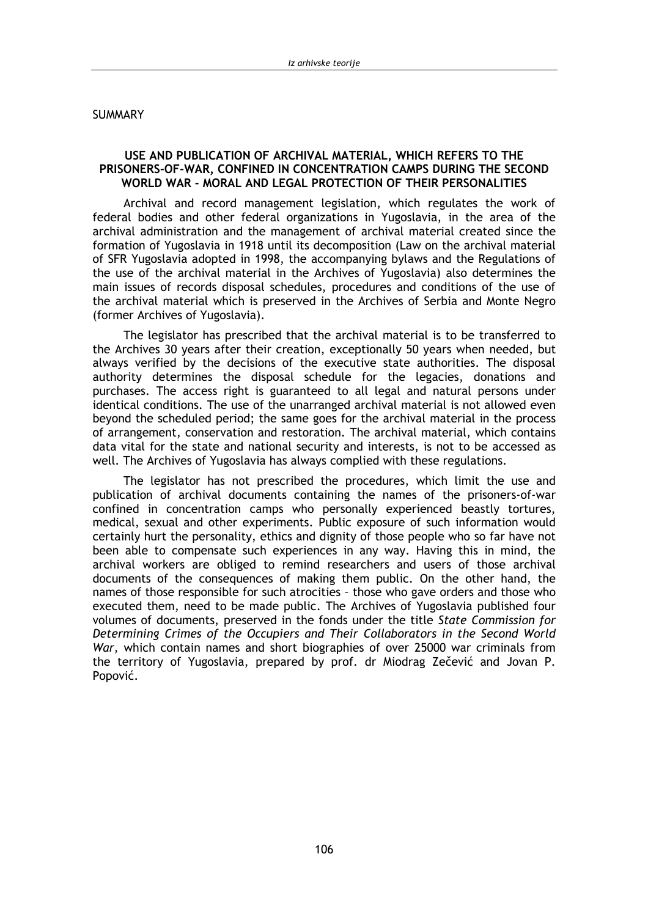SUMMARY

## USE AND PUBLICATION OF ARCHIVAL MATERIAL, WHICH REFERS TO THE PRISONERS-OF-WAR, CONFINED IN CONCENTRATION CAMPS DURING THE SECOND WORLD WAR - MORAL AND LEGAL PROTECTION OF THEIR PERSONALITIES

Archival and record management legislation, which regulates the work of federal bodies and other federal organizations in Yugoslavia, in the area of the archival administration and the management of archival material created since the formation of Yugoslavia in 1918 until its decomposition (Law on the archival material of SFR Yugoslavia adopted in 1998, the accompanying bylaws and the Regulations of the use of the archival material in the Archives of Yugoslavia) also determines the main issues of records disposal schedules, procedures and conditions of the use of the archival material which is preserved in the Archives of Serbia and Monte Negro (former Archives of Yugoslavia).

The legislator has prescribed that the archival material is to be transferred to the Archives 30 years after their creation, exceptionally 50 years when needed, but always verified by the decisions of the executive state authorities. The disposal authority determines the disposal schedule for the legacies, donations and purchases. The access right is guaranteed to all legal and natural persons under identical conditions. The use of the unarranged archival material is not allowed even beyond the scheduled period; the same goes for the archival material in the process of arrangement, conservation and restoration. The archival material, which contains data vital for the state and national security and interests, is not to be accessed as well. The Archives of Yugoslavia has always complied with these regulations.

The legislator has not prescribed the procedures, which limit the use and publication of archival documents containing the names of the prisoners-of-war confined in concentration camps who personally experienced beastly tortures, medical, sexual and other experiments. Public exposure of such information would certainly hurt the personality, ethics and dignity of those people who so far have not been able to compensate such experiences in any way. Having this in mind, the archival workers are obliged to remind researchers and users of those archival documents of the consequences of making them public. On the other hand, the names of those responsible for such atrocities – those who gave orders and those who executed them, need to be made public. The Archives of Yugoslavia published four volumes of documents, preserved in the fonds under the title *State Commission for Determining Crimes of the Occupiers and Their Collaborators in the Second World War,* which contain names and short biographies of over 25000 war criminals from the territory of Yugoslavia, prepared by prof. dr Miodrag Zečević and Jovan P. Popović.